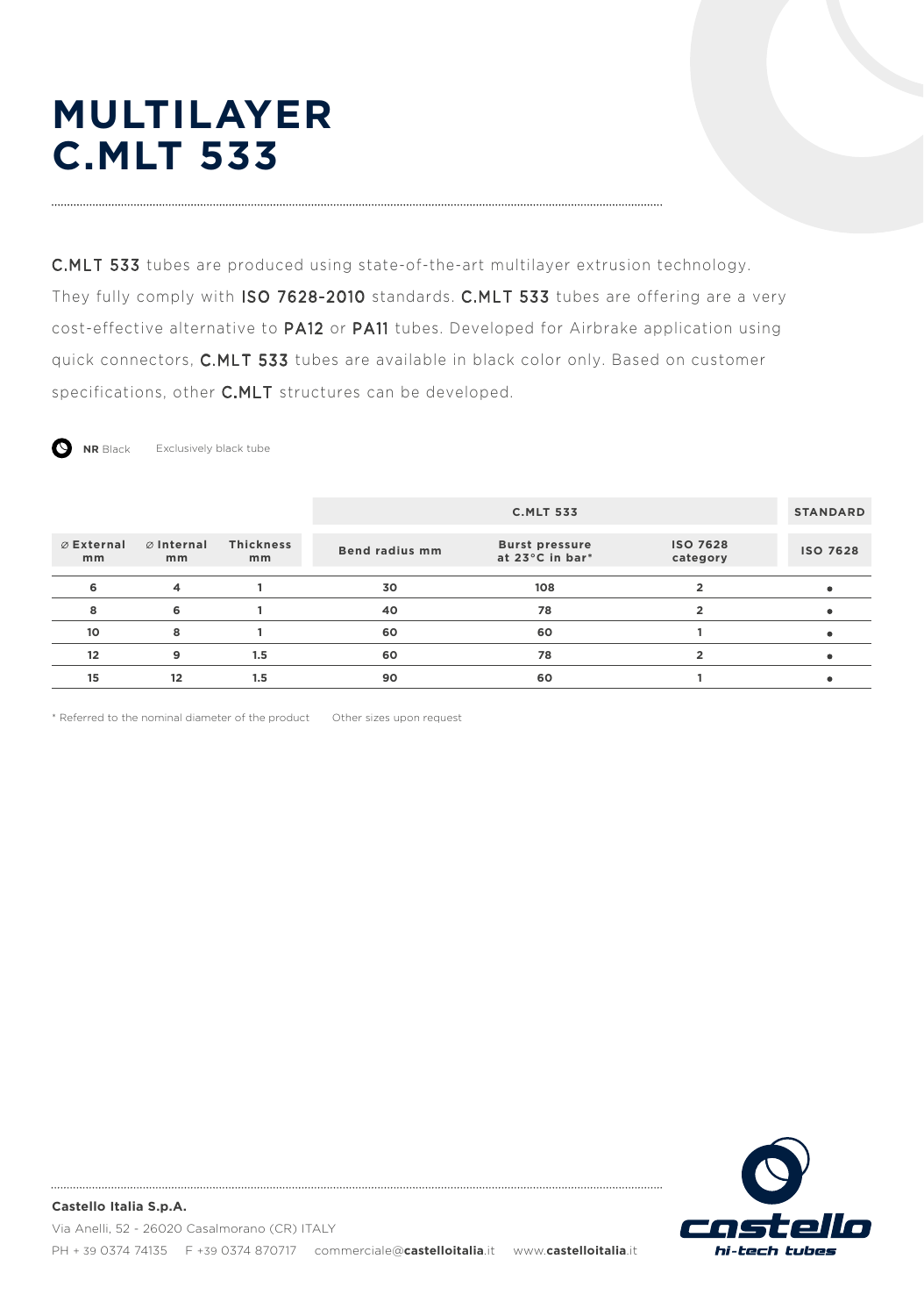# MULTILAYER C.MLT 533

C.MLT 533 tubes are produced using state-of-the-art multilayer extrusion technology. They fully comply with ISO 7628-2010 standards. C.MLT 533 tubes are offering are a very cost-effective alternative to PA12 or PA11 tubes. Developed for Airbrake application using quick connectors, C.MLT 533 tubes are available in black color only. Based on customer specifications, other C.MLT structures can be developed.

**NR** Black  Exclusively black tube

| | | | C.MLT 533 | | | STANDARD |
|---|---|---|---|---|---|---|
| ⌀ External mm | ⌀ Internal mm | Thickness mm | Bend radius mm | Burst pressure at 23°C in bar* | ISO 7628 category | ISO 7628 |
| 6 | 4 | 1 | 30 | 108 | 2 | • |
| 8 | 6 | 1 | 40 | 78 | 2 | • |
| 10 | 8 | 1 | 60 | 60 | 1 | • |
| 12 | 9 | 1.5 | 60 | 78 | 2 | • |
| 15 | 12 | 1.5 | 90 | 60 | 1 | • |

\* Referred to the nominal diameter of the product  Other sizes upon request

**Castello Italia S.p.A.**
Via Anelli, 52 - 26020 Casalmorano (CR) ITALY
PH + 39 0374 74135  F +39 0374 870717  commerciale@**castelloitalia**.it  www.**castelloitalia**.it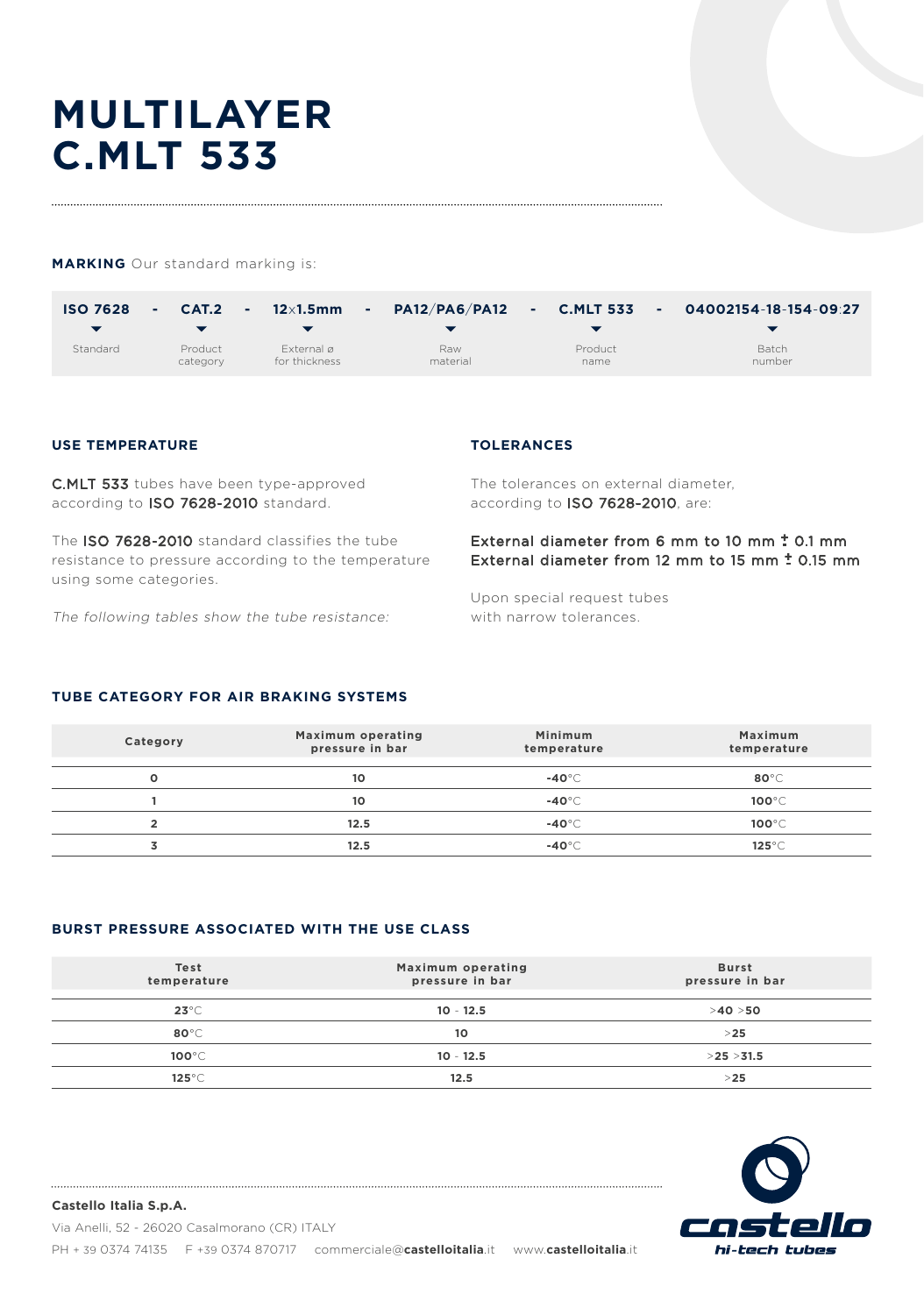# MULTILAYER C.MLT 533

**MARKING** Our standard marking is:

| ISO 7628 | - | CAT.2 | - | 12x1.5mm | - | PA12/PA6/PA12 | - | C.MLT 533 | - | 04002154-18-154-09:27 |
|---|---|---|---|---|---|---|---|---|---|---|
| Standard | | Product category | | External ø for thickness | | Raw material | | Product name | | Batch number |

## USE TEMPERATURE

C.MLT 533 tubes have been type-approved according to ISO 7628-2010 standard.

The ISO 7628-2010 standard classifies the tube resistance to pressure according to the temperature using some categories.

*The following tables show the tube resistance:*

## TOLERANCES

The tolerances on external diameter, according to ISO 7628-2010, are:

External diameter from 6 mm to 10 mm ± 0.1 mm
External diameter from 12 mm to 15 mm ± 0.15 mm

Upon special request tubes with narrow tolerances.

## TUBE CATEGORY FOR AIR BRAKING SYSTEMS

| Category | Maximum operating pressure in bar | Minimum temperature | Maximum temperature |
|---|---|---|---|
| 0 | 10 | -40°C | 80°C |
| 1 | 10 | -40°C | 100°C |
| 2 | 12.5 | -40°C | 100°C |
| 3 | 12.5 | -40°C | 125°C |

## BURST PRESSURE ASSOCIATED WITH THE USE CLASS

| Test temperature | Maximum operating pressure in bar | Burst pressure in bar |
|---|---|---|
| 23°C | 10 - 12.5 | >40 >50 |
| 80°C | 10 | >25 |
| 100°C | 10 - 12.5 | >25 >31.5 |
| 125°C | 12.5 | >25 |

**Castello Italia S.p.A.**

Via Anelli, 52 - 26020 Casalmorano (CR) ITALY

PH + 39 0374 74135 F +39 0374 870717 commerciale@**castelloitalia**.it www.**castelloitalia**.it

castello hi-tech tubes